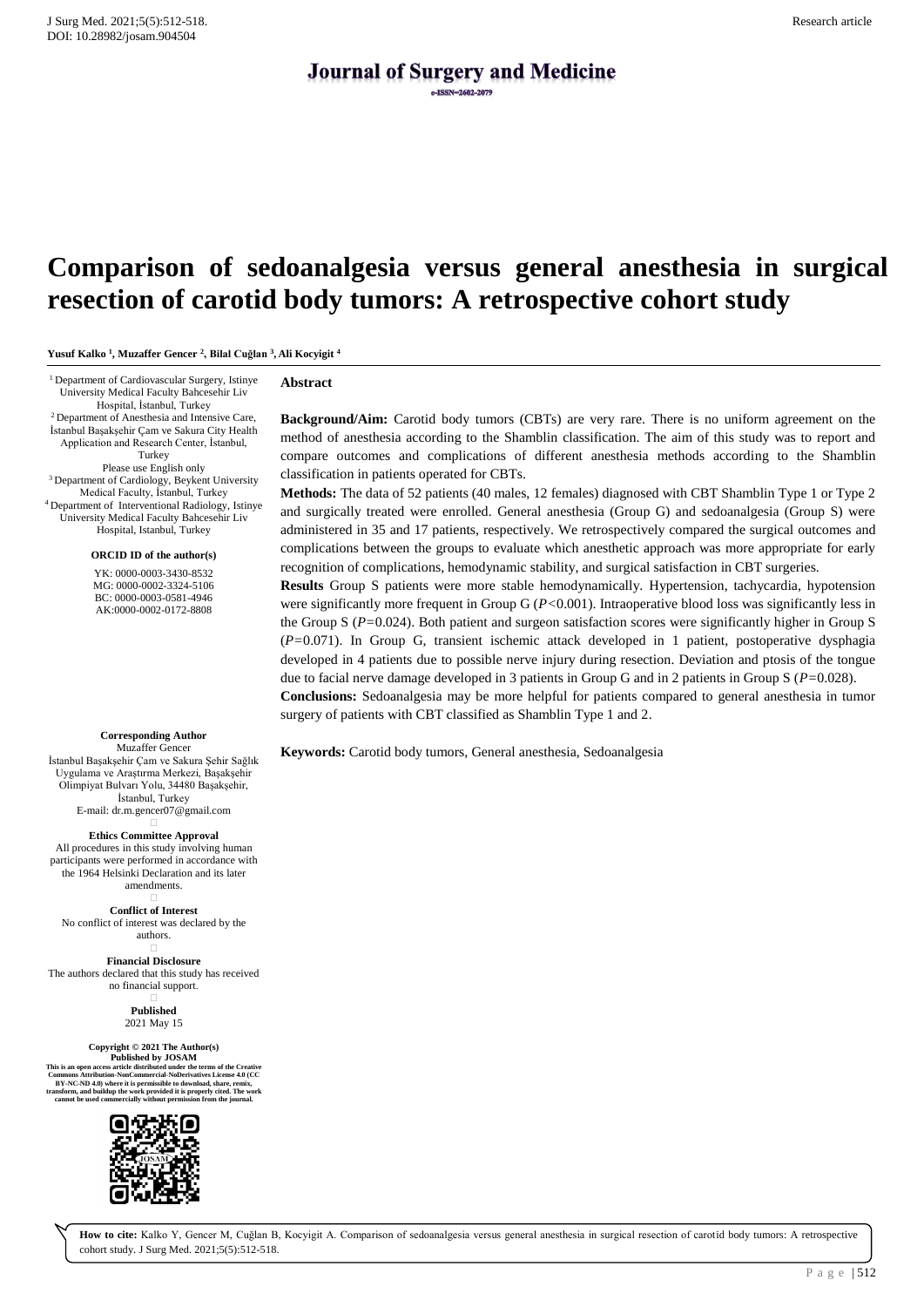Research article

# Comparison of sedoanalgesia versus general anesthesia in surgical resection of carotid body tumors: A retrospective cohort study

**Yusuf Kalko [1], Muzaffer Gencer [2], Bilal Cuğlan [3], Ali Kocyigit [4]**

[1] Department of Cardiovascular Surgery, Istinye University Medical Faculty Bahcesehir Liv Hospital, İstanbul, Turkey
[2] Department of Anesthesia and Intensive Care, İstanbul Başakşehir Çam ve Sakura City Health Application and Research Center, İstanbul, Turkey
Please use English only
[3] Department of Cardiology, Beykent University Medical Faculty, İstanbul, Turkey
[4] Department of Interventional Radiology, Istinye University Medical Faculty Bahcesehir Liv Hospital, Istanbul, Turkey

**ORCID ID of the author(s)**

YK: 0000-0003-3430-8532
MG: 0000-0002-3324-5106
BC: 0000-0003-0581-4946
AK:0000-0002-0172-8808

**Corresponding Author**
Muzaffer Gencer
İstanbul Başakşehir Çam ve Sakura Şehir Sağlık Uygulama ve Araştırma Merkezi, Başakşehir Olimpiyat Bulvarı Yolu, 34480 Başakşehir, İstanbul, Turkey
E-mail: dr.m.gencer07@gmail.com

**Ethics Committee Approval**
All procedures in this study involving human participants were performed in accordance with the 1964 Helsinki Declaration and its later amendments.

**Conflict of Interest**
No conflict of interest was declared by the authors.

**Financial Disclosure**
The authors declared that this study has received no financial support.

**Published**
2021 May 15

**Copyright © 2021 The Author(s)**
**Published by JOSAM**
**This is an open access article distributed under the terms of the Creative Commons Attribution-NonCommercial-NoDerivatives License 4.0 (CC BY-NC-ND 4.0) where it is permissible to download, share, remix, transform, and buildup the work provided it is properly cited. The work cannot be used commercially without permission from the journal.**

## Abstract

**Background/Aim:** Carotid body tumors (CBTs) are very rare. There is no uniform agreement on the method of anesthesia according to the Shamblin classification. The aim of this study was to report and compare outcomes and complications of different anesthesia methods according to the Shamblin classification in patients operated for CBTs.

**Methods:** The data of 52 patients (40 males, 12 females) diagnosed with CBT Shamblin Type 1 or Type 2 and surgically treated were enrolled. General anesthesia (Group G) and sedoanalgesia (Group S) were administered in 35 and 17 patients, respectively. We retrospectively compared the surgical outcomes and complications between the groups to evaluate which anesthetic approach was more appropriate for early recognition of complications, hemodynamic stability, and surgical satisfaction in CBT surgeries.

**Results** Group S patients were more stable hemodynamically. Hypertension, tachycardia, hypotension were significantly more frequent in Group G ($P<0.001$). Intraoperative blood loss was significantly less in the Group S ($P=0.024$). Both patient and surgeon satisfaction scores were significantly higher in Group S ($P=0.071$). In Group G, transient ischemic attack developed in 1 patient, postoperative dysphagia developed in 4 patients due to possible nerve injury during resection. Deviation and ptosis of the tongue due to facial nerve damage developed in 3 patients in Group G and in 2 patients in Group S ($P=0.028$).

**Conclusions:** Sedoanalgesia may be more helpful for patients compared to general anesthesia in tumor surgery of patients with CBT classified as Shamblin Type 1 and 2.

**Keywords:** Carotid body tumors, General anesthesia, Sedoanalgesia

**How to cite:** Kalko Y, Gencer M, Cuğlan B, Kocyigit A. Comparison of sedoanalgesia versus general anesthesia in surgical resection of carotid body tumors: A retrospective cohort study. J Surg Med. 2021;5(5):512-518.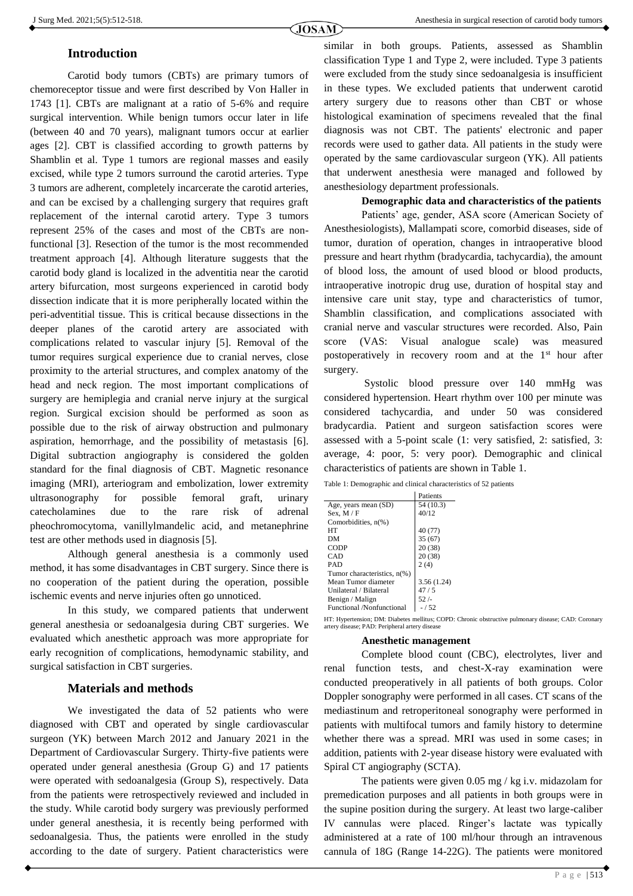## Introduction

Carotid body tumors (CBTs) are primary tumors of chemoreceptor tissue and were first described by Von Haller in 1743 [1]. CBTs are malignant at a ratio of 5-6% and require surgical intervention. While benign tumors occur later in life (between 40 and 70 years), malignant tumors occur at earlier ages [2]. CBT is classified according to growth patterns by Shamblin et al. Type 1 tumors are regional masses and easily excised, while type 2 tumors surround the carotid arteries. Type 3 tumors are adherent, completely incarcerate the carotid arteries, and can be excised by a challenging surgery that requires graft replacement of the internal carotid artery. Type 3 tumors represent 25% of the cases and most of the CBTs are non-functional [3]. Resection of the tumor is the most recommended treatment approach [4]. Although literature suggests that the carotid body gland is localized in the adventitia near the carotid artery bifurcation, most surgeons experienced in carotid body dissection indicate that it is more peripherally located within the peri-adventitial tissue. This is critical because dissections in the deeper planes of the carotid artery are associated with complications related to vascular injury [5]. Removal of the tumor requires surgical experience due to cranial nerves, close proximity to the arterial structures, and complex anatomy of the head and neck region. The most important complications of surgery are hemiplegia and cranial nerve injury at the surgical region. Surgical excision should be performed as soon as possible due to the risk of airway obstruction and pulmonary aspiration, hemorrhage, and the possibility of metastasis [6]. Digital subtraction angiography is considered the golden standard for the final diagnosis of CBT. Magnetic resonance imaging (MRI), arteriogram and embolization, lower extremity ultrasonography for possible femoral graft, urinary catecholamines due to the rare risk of adrenal pheochromocytoma, vanillylmandelic acid, and metanephrine test are other methods used in diagnosis [5].

Although general anesthesia is a commonly used method, it has some disadvantages in CBT surgery. Since there is no cooperation of the patient during the operation, possible ischemic events and nerve injuries often go unnoticed.

In this study, we compared patients that underwent general anesthesia or sedoanalgesia during CBT surgeries. We evaluated which anesthetic approach was more appropriate for early recognition of complications, hemodynamic stability, and surgical satisfaction in CBT surgeries.

## Materials and methods

We investigated the data of 52 patients who were diagnosed with CBT and operated by single cardiovascular surgeon (YK) between March 2012 and January 2021 in the Department of Cardiovascular Surgery. Thirty-five patients were operated under general anesthesia (Group G) and 17 patients were operated with sedoanalgesia (Group S), respectively. Data from the patients were retrospectively reviewed and included in the study. While carotid body surgery was previously performed under general anesthesia, it is recently being performed with sedoanalgesia. Thus, the patients were enrolled in the study according to the date of surgery. Patient characteristics were similar in both groups. Patients, assessed as Shamblin classification Type 1 and Type 2, were included. Type 3 patients were excluded from the study since sedoanalgesia is insufficient in these types. We excluded patients that underwent carotid artery surgery due to reasons other than CBT or whose histological examination of specimens revealed that the final diagnosis was not CBT. The patients' electronic and paper records were used to gather data. All patients in the study were operated by the same cardiovascular surgeon (YK). All patients that underwent anesthesia were managed and followed by anesthesiology department professionals.

### Demographic data and characteristics of the patients

Patients' age, gender, ASA score (American Society of Anesthesiologists), Mallampati score, comorbid diseases, side of tumor, duration of operation, changes in intraoperative blood pressure and heart rhythm (bradycardia, tachycardia), the amount of blood loss, the amount of used blood or blood products, intraoperative inotropic drug use, duration of hospital stay and intensive care unit stay, type and characteristics of tumor, Shamblin classification, and complications associated with cranial nerve and vascular structures were recorded. Also, Pain score (VAS: Visual analogue scale) was measured postoperatively in recovery room and at the 1st hour after surgery.

Systolic blood pressure over 140 mmHg was considered hypertension. Heart rhythm over 100 per minute was considered tachycardia, and under 50 was considered bradycardia. Patient and surgeon satisfaction scores were assessed with a 5-point scale (1: very satisfied, 2: satisfied, 3: average, 4: poor, 5: very poor). Demographic and clinical characteristics of patients are shown in Table 1.

Table 1: Demographic and clinical characteristics of 52 patients

| | Patients |
|---|---|
| Age, years mean (SD) | 54 (10.3) |
| Sex, M / F | 40/12 |
| Comorbidities, n(%) | |
| HT | 40 (77) |
| DM | 35 (67) |
| CODP | 20 (38) |
| CAD | 20 (38) |
| PAD | 2 (4) |
| Tumor characteristics, n(%) | |
| Mean Tumor diameter | 3.56 (1.24) |
| Unilateral / Bilateral | 47 / 5 |
| Benign / Malign | 52 /- |
| Functional /Nonfunctional | - / 52 |

HT: Hypertension; DM: Diabetes mellitus; COPD: Chronic obstructive pulmonary disease; CAD: Coronary artery disease; PAD: Peripheral artery disease

### Anesthetic management

Complete blood count (CBC), electrolytes, liver and renal function tests, and chest-X-ray examination were conducted preoperatively in all patients of both groups. Color Doppler sonography were performed in all cases. CT scans of the mediastinum and retroperitoneal sonography were performed in patients with multifocal tumors and family history to determine whether there was a spread. MRI was used in some cases; in addition, patients with 2-year disease history were evaluated with Spiral CT angiography (SCTA).

The patients were given 0.05 mg / kg i.v. midazolam for premedication purposes and all patients in both groups were in the supine position during the surgery. At least two large-caliber IV cannulas were placed. Ringer's lactate was typically administered at a rate of 100 ml/hour through an intravenous cannula of 18G (Range 14-22G). The patients were monitored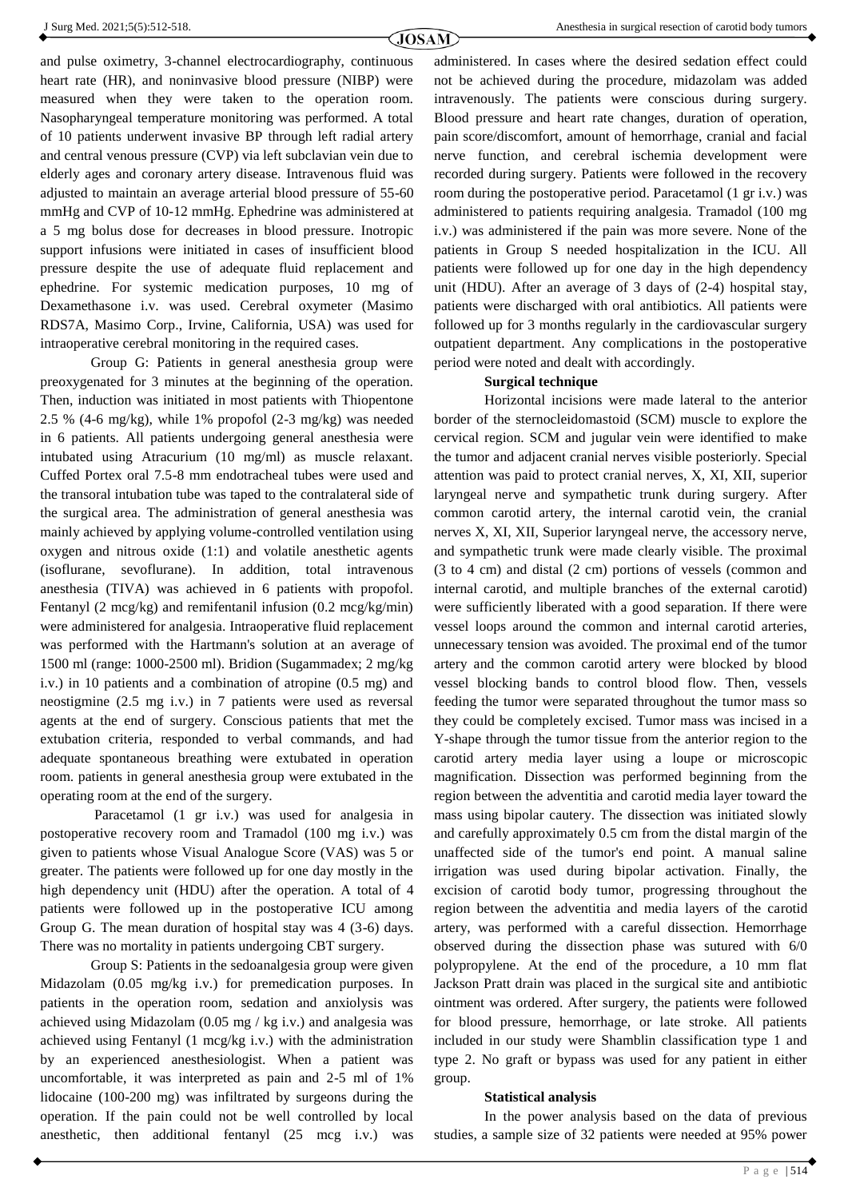and pulse oximetry, 3-channel electrocardiography, continuous heart rate (HR), and noninvasive blood pressure (NIBP) were measured when they were taken to the operation room. Nasopharyngeal temperature monitoring was performed. A total of 10 patients underwent invasive BP through left radial artery and central venous pressure (CVP) via left subclavian vein due to elderly ages and coronary artery disease. Intravenous fluid was adjusted to maintain an average arterial blood pressure of 55-60 mmHg and CVP of 10-12 mmHg. Ephedrine was administered at a 5 mg bolus dose for decreases in blood pressure. Inotropic support infusions were initiated in cases of insufficient blood pressure despite the use of adequate fluid replacement and ephedrine. For systemic medication purposes, 10 mg of Dexamethasone i.v. was used. Cerebral oxymeter (Masimo RDS7A, Masimo Corp., Irvine, California, USA) was used for intraoperative cerebral monitoring in the required cases.

Group G: Patients in general anesthesia group were preoxygenated for 3 minutes at the beginning of the operation. Then, induction was initiated in most patients with Thiopentone 2.5 % (4-6 mg/kg), while 1% propofol (2-3 mg/kg) was needed in 6 patients. All patients undergoing general anesthesia were intubated using Atracurium (10 mg/ml) as muscle relaxant. Cuffed Portex oral 7.5-8 mm endotracheal tubes were used and the transoral intubation tube was taped to the contralateral side of the surgical area. The administration of general anesthesia was mainly achieved by applying volume-controlled ventilation using oxygen and nitrous oxide (1:1) and volatile anesthetic agents (isoflurane, sevoflurane). In addition, total intravenous anesthesia (TIVA) was achieved in 6 patients with propofol. Fentanyl (2 mcg/kg) and remifentanil infusion (0.2 mcg/kg/min) were administered for analgesia. Intraoperative fluid replacement was performed with the Hartmann's solution at an average of 1500 ml (range: 1000-2500 ml). Bridion (Sugammadex; 2 mg/kg i.v.) in 10 patients and a combination of atropine (0.5 mg) and neostigmine (2.5 mg i.v.) in 7 patients were used as reversal agents at the end of surgery. Conscious patients that met the extubation criteria, responded to verbal commands, and had adequate spontaneous breathing were extubated in operation room. patients in general anesthesia group were extubated in the operating room at the end of the surgery.

Paracetamol (1 gr i.v.) was used for analgesia in postoperative recovery room and Tramadol (100 mg i.v.) was given to patients whose Visual Analogue Score (VAS) was 5 or greater. The patients were followed up for one day mostly in the high dependency unit (HDU) after the operation. A total of 4 patients were followed up in the postoperative ICU among Group G. The mean duration of hospital stay was 4 (3-6) days. There was no mortality in patients undergoing CBT surgery.

Group S: Patients in the sedoanalgesia group were given Midazolam (0.05 mg/kg i.v.) for premedication purposes. In patients in the operation room, sedation and anxiolysis was achieved using Midazolam (0.05 mg / kg i.v.) and analgesia was achieved using Fentanyl (1 mcg/kg i.v.) with the administration by an experienced anesthesiologist. When a patient was uncomfortable, it was interpreted as pain and 2-5 ml of 1% lidocaine (100-200 mg) was infiltrated by surgeons during the operation. If the pain could not be well controlled by local anesthetic, then additional fentanyl (25 mcg i.v.) was administered. In cases where the desired sedation effect could not be achieved during the procedure, midazolam was added intravenously. The patients were conscious during surgery. Blood pressure and heart rate changes, duration of operation, pain score/discomfort, amount of hemorrhage, cranial and facial nerve function, and cerebral ischemia development were recorded during surgery. Patients were followed in the recovery room during the postoperative period. Paracetamol (1 gr i.v.) was administered to patients requiring analgesia. Tramadol (100 mg i.v.) was administered if the pain was more severe. None of the patients in Group S needed hospitalization in the ICU. All patients were followed up for one day in the high dependency unit (HDU). After an average of 3 days of (2-4) hospital stay, patients were discharged with oral antibiotics. All patients were followed up for 3 months regularly in the cardiovascular surgery outpatient department. Any complications in the postoperative period were noted and dealt with accordingly.

**Surgical technique**

Horizontal incisions were made lateral to the anterior border of the sternocleidomastoid (SCM) muscle to explore the cervical region. SCM and jugular vein were identified to make the tumor and adjacent cranial nerves visible posteriorly. Special attention was paid to protect cranial nerves, X, XI, XII, superior laryngeal nerve and sympathetic trunk during surgery. After common carotid artery, the internal carotid vein, the cranial nerves X, XI, XII, Superior laryngeal nerve, the accessory nerve, and sympathetic trunk were made clearly visible. The proximal (3 to 4 cm) and distal (2 cm) portions of vessels (common and internal carotid, and multiple branches of the external carotid) were sufficiently liberated with a good separation. If there were vessel loops around the common and internal carotid arteries, unnecessary tension was avoided. The proximal end of the tumor artery and the common carotid artery were blocked by blood vessel blocking bands to control blood flow. Then, vessels feeding the tumor were separated throughout the tumor mass so they could be completely excised. Tumor mass was incised in a Y-shape through the tumor tissue from the anterior region to the carotid artery media layer using a loupe or microscopic magnification. Dissection was performed beginning from the region between the adventitia and carotid media layer toward the mass using bipolar cautery. The dissection was initiated slowly and carefully approximately 0.5 cm from the distal margin of the unaffected side of the tumor's end point. A manual saline irrigation was used during bipolar activation. Finally, the excision of carotid body tumor, progressing throughout the region between the adventitia and media layers of the carotid artery, was performed with a careful dissection. Hemorrhage observed during the dissection phase was sutured with 6/0 polypropylene. At the end of the procedure, a 10 mm flat Jackson Pratt drain was placed in the surgical site and antibiotic ointment was ordered. After surgery, the patients were followed for blood pressure, hemorrhage, or late stroke. All patients included in our study were Shamblin classification type 1 and type 2. No graft or bypass was used for any patient in either group.

**Statistical analysis**

In the power analysis based on the data of previous studies, a sample size of 32 patients were needed at 95% power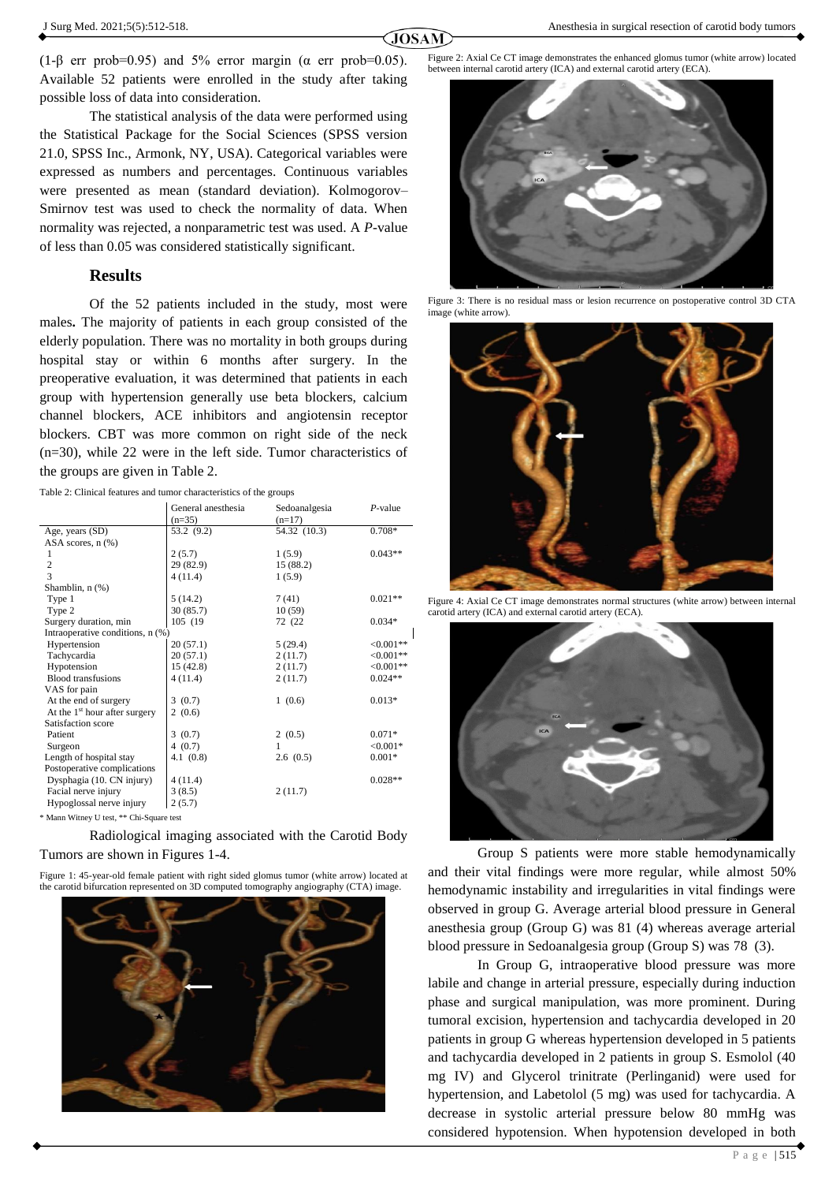(1-β err prob=0.95) and 5% error margin (α err prob=0.05). Available 52 patients were enrolled in the study after taking possible loss of data into consideration.

The statistical analysis of the data were performed using the Statistical Package for the Social Sciences (SPSS version 21.0, SPSS Inc., Armonk, NY, USA). Categorical variables were expressed as numbers and percentages. Continuous variables were presented as mean (standard deviation). Kolmogorov–Smirnov test was used to check the normality of data. When normality was rejected, a nonparametric test was used. A *P*-value of less than 0.05 was considered statistically significant.

## Results

Of the 52 patients included in the study, most were males**.** The majority of patients in each group consisted of the elderly population. There was no mortality in both groups during hospital stay or within 6 months after surgery. In the preoperative evaluation, it was determined that patients in each group with hypertension generally use beta blockers, calcium channel blockers, ACE inhibitors and angiotensin receptor blockers. CBT was more common on right side of the neck (n=30), while 22 were in the left side. Tumor characteristics of the groups are given in Table 2.

Table 2: Clinical features and tumor characteristics of the groups

| | General anesthesia (n=35) | Sedoanalgesia (n=17) | *P*-value |
|---|---|---|---|
| Age, years (SD) | 53.2 (9.2) | 54.32 (10.3) | 0.708* |
| ASA scores, n (%) | | | |
| 1 | 2 (5.7) | 1 (5.9) | 0.043** |
| 2 | 29 (82.9) | 15 (88.2) | |
| 3 | 4 (11.4) | 1 (5.9) | |
| Shamblin, n (%) | | | |
| Type 1 | 5 (14.2) | 7 (41) | 0.021** |
| Type 2 | 30 (85.7) | 10 (59) | |
| Surgery duration, min | 105 (19 | 72 (22 | 0.034* |
| Intraoperative conditions, n (%) | | | |
| Hypertension | 20 (57.1) | 5 (29.4) | <0.001** |
| Tachycardia | 20 (57.1) | 2 (11.7) | <0.001** |
| Hypotension | 15 (42.8) | 2 (11.7) | <0.001** |
| Blood transfusions | 4 (11.4) | 2 (11.7) | 0.024** |
| VAS for pain | | | |
| At the end of surgery | 3 (0.7) | 1 (0.6) | 0.013* |
| At the 1st hour after surgery | 2 (0.6) | | |
| Satisfaction score | | | |
| Patient | 3 (0.7) | 2 (0.5) | 0.071* |
| Surgeon | 4 (0.7) | 1 | <0.001* |
| Length of hospital stay | 4.1 (0.8) | 2.6 (0.5) | 0.001* |
| Postoperative complications | | | |
| Dysphagia (10. CN injury) | 4 (11.4) | | 0.028** |
| Facial nerve injury | 3 (8.5) | 2 (11.7) | |
| Hypoglossal nerve injury | 2 (5.7) | | |

\* Mann Witney U test, ** Chi-Square test

Radiological imaging associated with the Carotid Body Tumors are shown in Figures 1-4.

Figure 1: 45-year-old female patient with right sided glomus tumor (white arrow) located at the carotid bifurcation represented on 3D computed tomography angiography (CTA) image.

Figure 2: Axial Ce CT image demonstrates the enhanced glomus tumor (white arrow) located between internal carotid artery (ICA) and external carotid artery (ECA).

Figure 3: There is no residual mass or lesion recurrence on postoperative control 3D CTA image (white arrow).

Figure 4: Axial Ce CT image demonstrates normal structures (white arrow) between internal carotid artery (ICA) and external carotid artery (ECA).

Group S patients were more stable hemodynamically and their vital findings were more regular, while almost 50% hemodynamic instability and irregularities in vital findings were observed in group G. Average arterial blood pressure in General anesthesia group (Group G) was 81 (4) whereas average arterial blood pressure in Sedoanalgesia group (Group S) was 78 (3).

In Group G, intraoperative blood pressure was more labile and change in arterial pressure, especially during induction phase and surgical manipulation, was more prominent. During tumoral excision, hypertension and tachycardia developed in 20 patients in group G whereas hypertension developed in 5 patients and tachycardia developed in 2 patients in group S. Esmolol (40 mg IV) and Glycerol trinitrate (Perlinganid) were used for hypertension, and Labetolol (5 mg) was used for tachycardia. A decrease in systolic arterial pressure below 80 mmHg was considered hypotension. When hypotension developed in both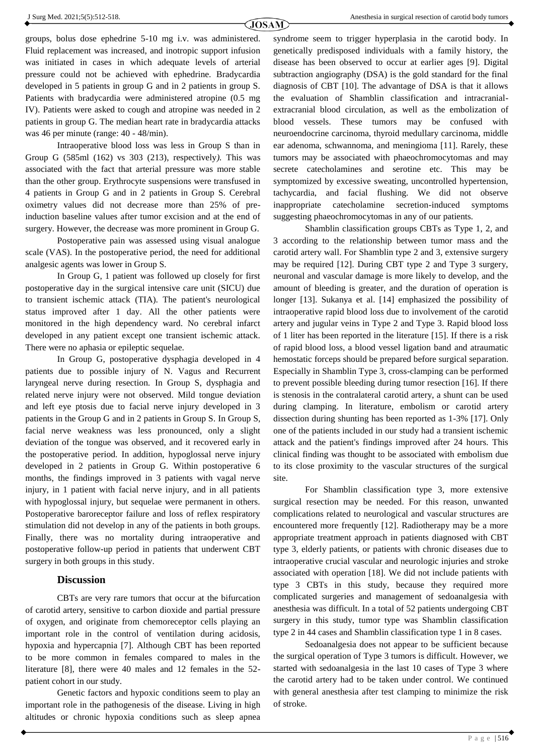groups, bolus dose ephedrine 5-10 mg i.v. was administered. Fluid replacement was increased, and inotropic support infusion was initiated in cases in which adequate levels of arterial pressure could not be achieved with ephedrine. Bradycardia developed in 5 patients in group G and in 2 patients in group S. Patients with bradycardia were administered atropine (0.5 mg IV). Patients were asked to cough and atropine was needed in 2 patients in group G. The median heart rate in bradycardia attacks was 46 per minute (range: 40 - 48/min).

Intraoperative blood loss was less in Group S than in Group G (585ml (162) vs 303 (213), respectively*).* This was associated with the fact that arterial pressure was more stable than the other group. Erythrocyte suspensions were transfused in 4 patients in Group G and in 2 patients in Group S. Cerebral oximetry values did not decrease more than 25% of pre-induction baseline values after tumor excision and at the end of surgery. However, the decrease was more prominent in Group G.

Postoperative pain was assessed using visual analogue scale (VAS). In the postoperative period, the need for additional analgesic agents was lower in Group S.

In Group G, 1 patient was followed up closely for first postoperative day in the surgical intensive care unit (SICU) due to transient ischemic attack (TIA). The patient's neurological status improved after 1 day. All the other patients were monitored in the high dependency ward. No cerebral infarct developed in any patient except one transient ischemic attack. There were no aphasia or epileptic sequelae.

In Group G, postoperative dysphagia developed in 4 patients due to possible injury of N. Vagus and Recurrent laryngeal nerve during resection. In Group S, dysphagia and related nerve injury were not observed. Mild tongue deviation and left eye ptosis due to facial nerve injury developed in 3 patients in the Group G and in 2 patients in Group S. In Group S, facial nerve weakness was less pronounced, only a slight deviation of the tongue was observed, and it recovered early in the postoperative period. In addition, hypoglossal nerve injury developed in 2 patients in Group G. Within postoperative 6 months, the findings improved in 3 patients with vagal nerve injury, in 1 patient with facial nerve injury, and in all patients with hypoglossal injury, but sequelae were permanent in others. Postoperative baroreceptor failure and loss of reflex respiratory stimulation did not develop in any of the patients in both groups. Finally, there was no mortality during intraoperative and postoperative follow-up period in patients that underwent CBT surgery in both groups in this study.

## Discussion

CBTs are very rare tumors that occur at the bifurcation of carotid artery, sensitive to carbon dioxide and partial pressure of oxygen, and originate from chemoreceptor cells playing an important role in the control of ventilation during acidosis, hypoxia and hypercapnia [7]. Although CBT has been reported to be more common in females compared to males in the literature [8], there were 40 males and 12 females in the 52-patient cohort in our study.

Genetic factors and hypoxic conditions seem to play an important role in the pathogenesis of the disease. Living in high altitudes or chronic hypoxia conditions such as sleep apnea syndrome seem to trigger hyperplasia in the carotid body. In genetically predisposed individuals with a family history, the disease has been observed to occur at earlier ages [9]. Digital subtraction angiography (DSA) is the gold standard for the final diagnosis of CBT [10]. The advantage of DSA is that it allows the evaluation of Shamblin classification and intracranial-extracranial blood circulation, as well as the embolization of blood vessels. These tumors may be confused with neuroendocrine carcinoma, thyroid medullary carcinoma, middle ear adenoma, schwannoma, and meningioma [11]. Rarely, these tumors may be associated with phaeochromocytomas and may secrete catecholamines and serotine etc. This may be symptomized by excessive sweating, uncontrolled hypertension, tachycardia, and facial flushing. We did not observe inappropriate catecholamine secretion-induced symptoms suggesting phaeochromocytomas in any of our patients.

Shamblin classification groups CBTs as Type 1, 2, and 3 according to the relationship between tumor mass and the carotid artery wall. For Shamblin type 2 and 3, extensive surgery may be required [12]. During CBT type 2 and Type 3 surgery, neuronal and vascular damage is more likely to develop, and the amount of bleeding is greater, and the duration of operation is longer [13]. Sukanya et al. [14] emphasized the possibility of intraoperative rapid blood loss due to involvement of the carotid artery and jugular veins in Type 2 and Type 3. Rapid blood loss of 1 liter has been reported in the literature [15]. If there is a risk of rapid blood loss, a blood vessel ligation band and atraumatic hemostatic forceps should be prepared before surgical separation. Especially in Shamblin Type 3, cross-clamping can be performed to prevent possible bleeding during tumor resection [16]. If there is stenosis in the contralateral carotid artery, a shunt can be used during clamping. In literature, embolism or carotid artery dissection during shunting has been reported as 1-3% [17]. Only one of the patients included in our study had a transient ischemic attack and the patient's findings improved after 24 hours. This clinical finding was thought to be associated with embolism due to its close proximity to the vascular structures of the surgical site.

For Shamblin classification type 3, more extensive surgical resection may be needed. For this reason, unwanted complications related to neurological and vascular structures are encountered more frequently [12]. Radiotherapy may be a more appropriate treatment approach in patients diagnosed with CBT type 3, elderly patients, or patients with chronic diseases due to intraoperative crucial vascular and neurologic injuries and stroke associated with operation [18]. We did not include patients with type 3 CBTs in this study, because they required more complicated surgeries and management of sedoanalgesia with anesthesia was difficult. In a total of 52 patients undergoing CBT surgery in this study, tumor type was Shamblin classification type 2 in 44 cases and Shamblin classification type 1 in 8 cases.

Sedoanalgesia does not appear to be sufficient because the surgical operation of Type 3 tumors is difficult. However, we started with sedoanalgesia in the last 10 cases of Type 3 where the carotid artery had to be taken under control. We continued with general anesthesia after test clamping to minimize the risk of stroke.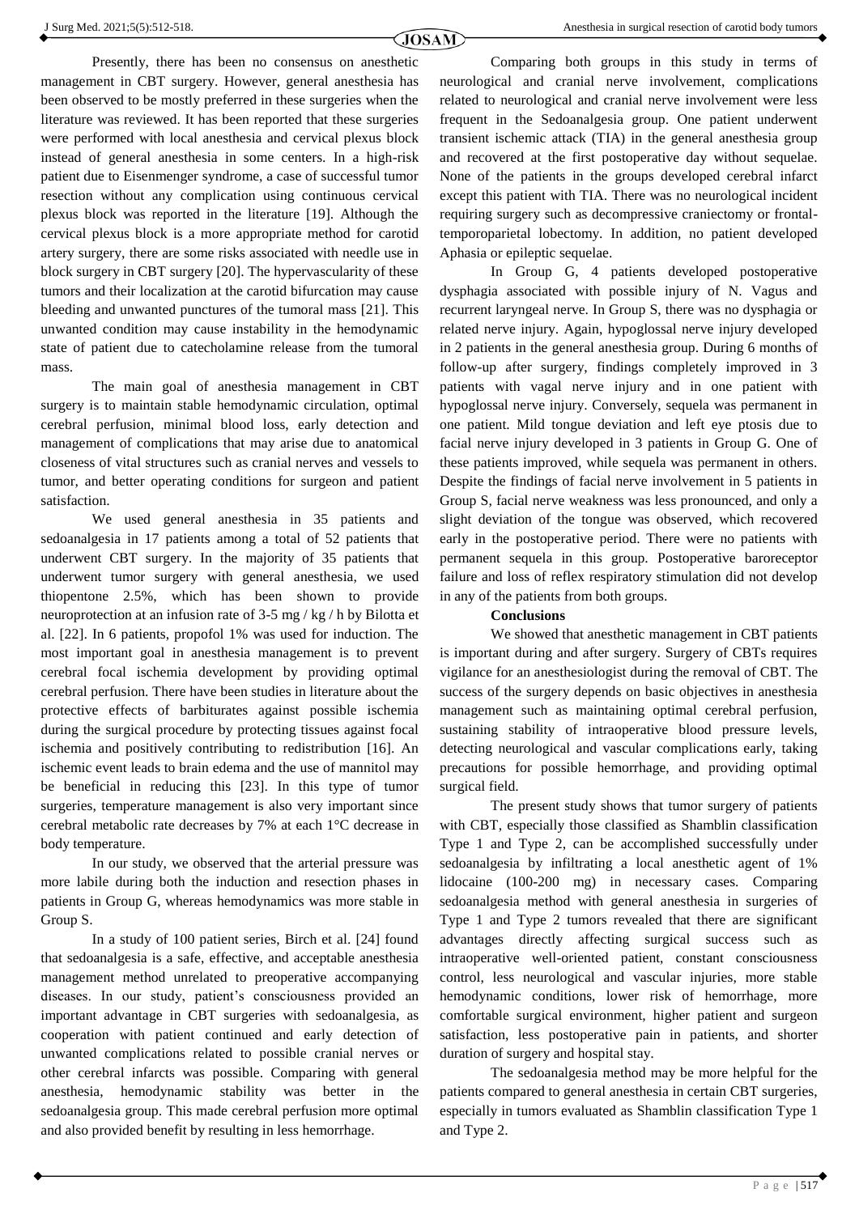Presently, there has been no consensus on anesthetic management in CBT surgery. However, general anesthesia has been observed to be mostly preferred in these surgeries when the literature was reviewed. It has been reported that these surgeries were performed with local anesthesia and cervical plexus block instead of general anesthesia in some centers. In a high-risk patient due to Eisenmenger syndrome, a case of successful tumor resection without any complication using continuous cervical plexus block was reported in the literature [19]. Although the cervical plexus block is a more appropriate method for carotid artery surgery, there are some risks associated with needle use in block surgery in CBT surgery [20]. The hypervascularity of these tumors and their localization at the carotid bifurcation may cause bleeding and unwanted punctures of the tumoral mass [21]. This unwanted condition may cause instability in the hemodynamic state of patient due to catecholamine release from the tumoral mass.

The main goal of anesthesia management in CBT surgery is to maintain stable hemodynamic circulation, optimal cerebral perfusion, minimal blood loss, early detection and management of complications that may arise due to anatomical closeness of vital structures such as cranial nerves and vessels to tumor, and better operating conditions for surgeon and patient satisfaction.

We used general anesthesia in 35 patients and sedoanalgesia in 17 patients among a total of 52 patients that underwent CBT surgery. In the majority of 35 patients that underwent tumor surgery with general anesthesia, we used thiopentone 2.5%, which has been shown to provide neuroprotection at an infusion rate of 3-5 mg / kg / h by Bilotta et al. [22]. In 6 patients, propofol 1% was used for induction. The most important goal in anesthesia management is to prevent cerebral focal ischemia development by providing optimal cerebral perfusion. There have been studies in literature about the protective effects of barbiturates against possible ischemia during the surgical procedure by protecting tissues against focal ischemia and positively contributing to redistribution [16]. An ischemic event leads to brain edema and the use of mannitol may be beneficial in reducing this [23]. In this type of tumor surgeries, temperature management is also very important since cerebral metabolic rate decreases by 7% at each 1°C decrease in body temperature.

In our study, we observed that the arterial pressure was more labile during both the induction and resection phases in patients in Group G, whereas hemodynamics was more stable in Group S.

In a study of 100 patient series, Birch et al. [24] found that sedoanalgesia is a safe, effective, and acceptable anesthesia management method unrelated to preoperative accompanying diseases. In our study, patient's consciousness provided an important advantage in CBT surgeries with sedoanalgesia, as cooperation with patient continued and early detection of unwanted complications related to possible cranial nerves or other cerebral infarcts was possible. Comparing with general anesthesia, hemodynamic stability was better in the sedoanalgesia group. This made cerebral perfusion more optimal and also provided benefit by resulting in less hemorrhage.

Comparing both groups in this study in terms of neurological and cranial nerve involvement, complications related to neurological and cranial nerve involvement were less frequent in the Sedoanalgesia group. One patient underwent transient ischemic attack (TIA) in the general anesthesia group and recovered at the first postoperative day without sequelae. None of the patients in the groups developed cerebral infarct except this patient with TIA. There was no neurological incident requiring surgery such as decompressive craniectomy or frontal-temporoparietal lobectomy. In addition, no patient developed Aphasia or epileptic sequelae.

In Group G, 4 patients developed postoperative dysphagia associated with possible injury of N. Vagus and recurrent laryngeal nerve. In Group S, there was no dysphagia or related nerve injury. Again, hypoglossal nerve injury developed in 2 patients in the general anesthesia group. During 6 months of follow-up after surgery, findings completely improved in 3 patients with vagal nerve injury and in one patient with hypoglossal nerve injury. Conversely, sequela was permanent in one patient. Mild tongue deviation and left eye ptosis due to facial nerve injury developed in 3 patients in Group G. One of these patients improved, while sequela was permanent in others. Despite the findings of facial nerve involvement in 5 patients in Group S, facial nerve weakness was less pronounced, and only a slight deviation of the tongue was observed, which recovered early in the postoperative period. There were no patients with permanent sequela in this group. Postoperative baroreceptor failure and loss of reflex respiratory stimulation did not develop in any of the patients from both groups.

## Conclusions

We showed that anesthetic management in CBT patients is important during and after surgery. Surgery of CBTs requires vigilance for an anesthesiologist during the removal of CBT. The success of the surgery depends on basic objectives in anesthesia management such as maintaining optimal cerebral perfusion, sustaining stability of intraoperative blood pressure levels, detecting neurological and vascular complications early, taking precautions for possible hemorrhage, and providing optimal surgical field.

The present study shows that tumor surgery of patients with CBT, especially those classified as Shamblin classification Type 1 and Type 2, can be accomplished successfully under sedoanalgesia by infiltrating a local anesthetic agent of 1% lidocaine (100-200 mg) in necessary cases. Comparing sedoanalgesia method with general anesthesia in surgeries of Type 1 and Type 2 tumors revealed that there are significant advantages directly affecting surgical success such as intraoperative well-oriented patient, constant consciousness control, less neurological and vascular injuries, more stable hemodynamic conditions, lower risk of hemorrhage, more comfortable surgical environment, higher patient and surgeon satisfaction, less postoperative pain in patients, and shorter duration of surgery and hospital stay.

The sedoanalgesia method may be more helpful for the patients compared to general anesthesia in certain CBT surgeries, especially in tumors evaluated as Shamblin classification Type 1 and Type 2.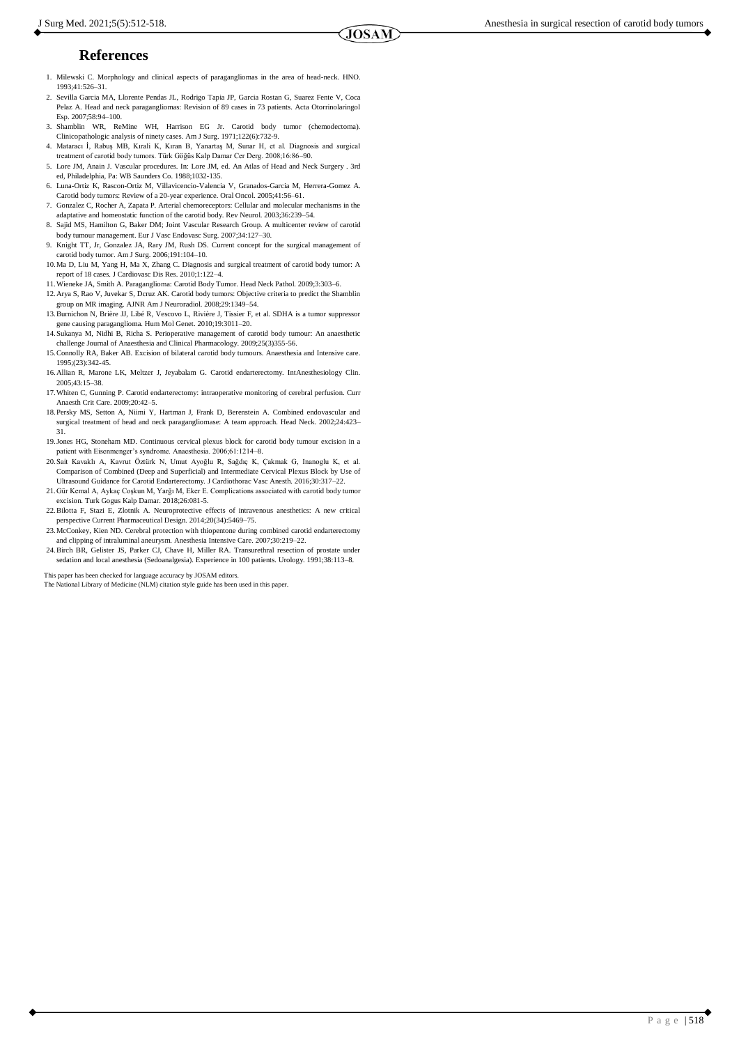## References

1. Milewski C. Morphology and clinical aspects of paragangliomas in the area of head-neck. HNO. 1993;41:526–31.
2. Sevilla Garcia MA, Llorente Pendas JL, Rodrigo Tapia JP, Garcia Rostan G, Suarez Fente V, Coca Pelaz A. Head and neck paragangliomas: Revision of 89 cases in 73 patients. Acta Otorrinolaringol Esp. 2007;58:94–100.
3. Shamblin WR, ReMine WH, Harrison EG Jr. Carotid body tumor (chemodectoma). Clinicopathologic analysis of ninety cases. Am J Surg. 1971;122(6):732-9.
4. Mataracı İ, Rabuş MB, Kırali K, Kıran B, Yanartaş M, Sunar H, et al. Diagnosis and surgical treatment of carotid body tumors. Türk Göğüs Kalp Damar Cer Derg. 2008;16:86–90.
5. Lore JM, Anain J. Vascular procedures. In: Lore JM, ed. An Atlas of Head and Neck Surgery . 3rd ed, Philadelphia, Pa: WB Saunders Co. 1988;1032-135.
6. Luna-Ortiz K, Rascon-Ortiz M, Villavicencio-Valencia V, Granados-Garcia M, Herrera-Gomez A. Carotid body tumors: Review of a 20-year experience. Oral Oncol. 2005;41:56–61.
7. Gonzalez C, Rocher A, Zapata P. Arterial chemoreceptors: Cellular and molecular mechanisms in the adaptative and homeostatic function of the carotid body. Rev Neurol. 2003;36:239–54.
8. Sajid MS, Hamilton G, Baker DM; Joint Vascular Research Group. A multicenter review of carotid body tumour management. Eur J Vasc Endovasc Surg. 2007;34:127–30.
9. Knight TT, Jr, Gonzalez JA, Rary JM, Rush DS. Current concept for the surgical management of carotid body tumor. Am J Surg. 2006;191:104–10.
10. Ma D, Liu M, Yang H, Ma X, Zhang C. Diagnosis and surgical treatment of carotid body tumor: A report of 18 cases. J Cardiovasc Dis Res. 2010;1:122–4.
11. Wieneke JA, Smith A. Paraganglioma: Carotid Body Tumor. Head Neck Pathol. 2009;3:303–6.
12. Arya S, Rao V, Juvekar S, Dcruz AK. Carotid body tumors: Objective criteria to predict the Shamblin group on MR imaging. AJNR Am J Neuroradiol. 2008;29:1349–54.
13. Burnichon N, Brière JJ, Libé R, Vescovo L, Rivière J, Tissier F, et al. SDHA is a tumor suppressor gene causing paraganglioma. Hum Mol Genet. 2010;19:3011–20.
14. Sukanya M, Nidhi B, Richa S. Perioperative management of carotid body tumour: An anaesthetic challenge Journal of Anaesthesia and Clinical Pharmacology. 2009;25(3)355-56.
15. Connolly RA, Baker AB. Excision of bilateral carotid body tumours. Anaesthesia and Intensive care. 1995;(23):342-45.
16. Allian R, Marone LK, Meltzer J, Jeyabalam G. Carotid endarterectomy. IntAnesthesiology Clin. 2005;43:15–38.
17. Whiten C, Gunning P. Carotid endarterectomy: intraoperative monitoring of cerebral perfusion. Curr Anaesth Crit Care. 2009;20:42–5.
18. Persky MS, Setton A, Niimi Y, Hartman J, Frank D, Berenstein A. Combined endovascular and surgical treatment of head and neck paragangliomase: A team approach. Head Neck. 2002;24:423–31.
19. Jones HG, Stoneham MD. Continuous cervical plexus block for carotid body tumour excision in a patient with Eisenmenger's syndrome. Anaesthesia. 2006;61:1214–8.
20. Sait Kavaklı A, Kavrut Öztürk N, Umut Ayoğlu R, Sağdıç K, Çakmak G, Inanoglu K, et al. Comparison of Combined (Deep and Superficial) and Intermediate Cervical Plexus Block by Use of Ultrasound Guidance for Carotid Endarterectomy. J Cardiothorac Vasc Anesth. 2016;30:317–22.
21. Gür Kemal A, Aykaç Coşkun M, Yargı M, Eker E. Complications associated with carotid body tumor excision. Turk Gogus Kalp Damar. 2018;26:081-5.
22. Bilotta F, Stazi E, Zlotnik A. Neuroprotective effects of intravenous anesthetics: A new critical perspective Current Pharmaceutical Design. 2014;20(34):5469–75.
23. McConkey, Kien ND. Cerebral protection with thiopentone during combined carotid endarterectomy and clipping of intraluminal aneurysm. Anesthesia Intensive Care. 2007;30:219–22.
24. Birch BR, Gelister JS, Parker CJ, Chave H, Miller RA. Transurethral resection of prostate under sedation and local anesthesia (Sedoanalgesia). Experience in 100 patients. Urology. 1991;38:113–8.

This paper has been checked for language accuracy by JOSAM editors.

The National Library of Medicine (NLM) citation style guide has been used in this paper.